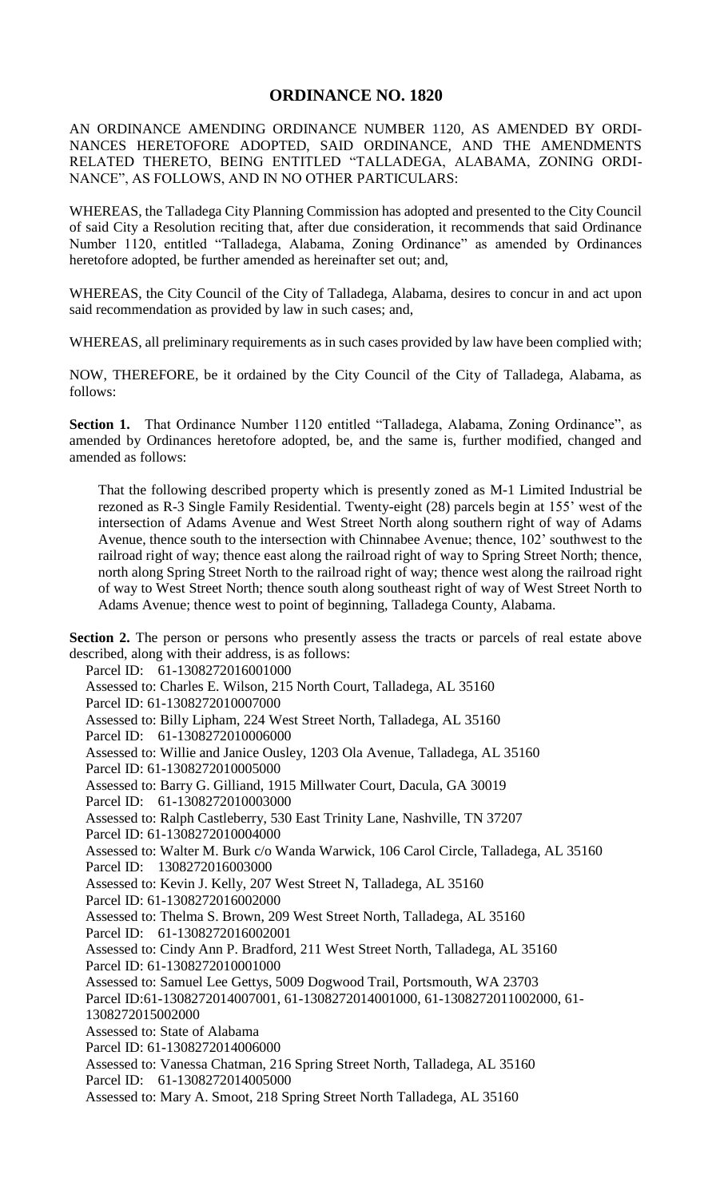# ORDINANCE NO. 1820

AN ORDINANCE AMENDING ORDINANCE NUMBER 1120, AS AMENDED BY ORDI-NANCES HERETOFORE ADOPTED, SAID ORDINANCE, AND THE AMENDMENTS RELATED THERETO, BEING ENTITLED "TALLADEGA, ALABAMA, ZONING ORDI-NANCE", AS FOLLOWS, AND IN NO OTHER PARTICULARS:

WHEREAS, the Talladega City Planning Commission has adopted and presented to the City Council of said City a Resolution reciting that, after due consideration, it recommends that said Ordinance Number 1120, entitled "Talladega, Alabama, Zoning Ordinance" as amended by Ordinances heretofore adopted, be further amended as hereinafter set out; and,

WHEREAS, the City Council of the City of Talladega, Alabama, desires to concur in and act upon said recommendation as provided by law in such cases; and,

WHEREAS, all preliminary requirements as in such cases provided by law have been complied with;

NOW, THEREFORE, be it ordained by the City Council of the City of Talladega, Alabama, as follows:

**Section 1.** That Ordinance Number 1120 entitled "Talladega, Alabama, Zoning Ordinance", as amended by Ordinances heretofore adopted, be, and the same is, further modified, changed and amended as follows:

That the following described property which is presently zoned as M-1 Limited Industrial be rezoned as R-3 Single Family Residential. Twenty-eight (28) parcels begin at 155' west of the intersection of Adams Avenue and West Street North along southern right of way of Adams Avenue, thence south to the intersection with Chinnabee Avenue; thence, 102' southwest to the railroad right of way; thence east along the railroad right of way to Spring Street North; thence, north along Spring Street North to the railroad right of way; thence west along the railroad right of way to West Street North; thence south along southeast right of way of West Street North to Adams Avenue; thence west to point of beginning, Talladega County, Alabama.

**Section 2.** The person or persons who presently assess the tracts or parcels of real estate above described, along with their address, is as follows:

Parcel ID: 61-1308272016001000
Assessed to: Charles E. Wilson, 215 North Court, Talladega, AL 35160
Parcel ID: 61-1308272010007000
Assessed to: Billy Lipham, 224 West Street North, Talladega, AL 35160
Parcel ID: 61-1308272010006000
Assessed to: Willie and Janice Ousley, 1203 Ola Avenue, Talladega, AL 35160
Parcel ID: 61-1308272010005000
Assessed to: Barry G. Gilliand, 1915 Millwater Court, Dacula, GA 30019
Parcel ID: 61-1308272010003000
Assessed to: Ralph Castleberry, 530 East Trinity Lane, Nashville, TN 37207
Parcel ID: 61-1308272010004000
Assessed to: Walter M. Burk c/o Wanda Warwick, 106 Carol Circle, Talladega, AL 35160
Parcel ID: 1308272016003000
Assessed to: Kevin J. Kelly, 207 West Street N, Talladega, AL 35160
Parcel ID: 61-1308272016002000
Assessed to: Thelma S. Brown, 209 West Street North, Talladega, AL 35160
Parcel ID: 61-1308272016002001
Assessed to: Cindy Ann P. Bradford, 211 West Street North, Talladega, AL 35160
Parcel ID: 61-1308272010001000
Assessed to: Samuel Lee Gettys, 5009 Dogwood Trail, Portsmouth, WA 23703
Parcel ID:61-1308272014007001, 61-1308272014001000, 61-1308272011002000, 61-1308272015002000
Assessed to: State of Alabama
Parcel ID: 61-1308272014006000
Assessed to: Vanessa Chatman, 216 Spring Street North, Talladega, AL 35160
Parcel ID: 61-1308272014005000
Assessed to: Mary A. Smoot, 218 Spring Street North Talladega, AL 35160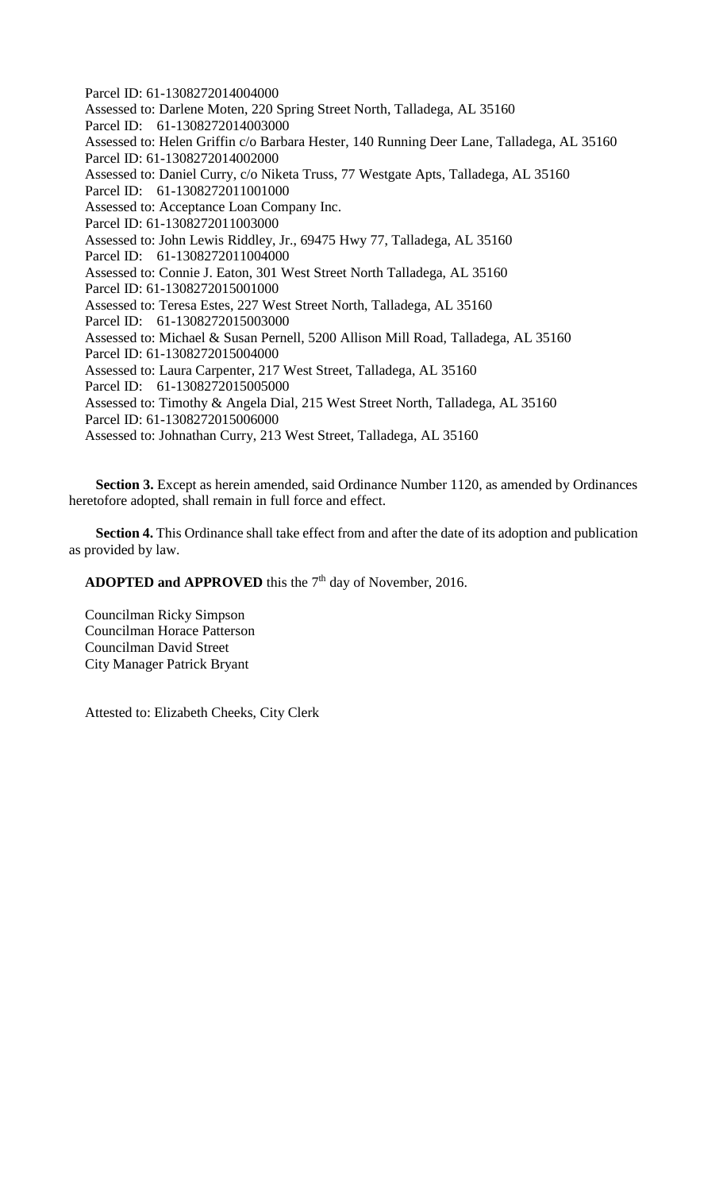Parcel ID: 61-1308272014004000
Assessed to: Darlene Moten, 220 Spring Street North, Talladega, AL 35160
Parcel ID: 61-1308272014003000
Assessed to: Helen Griffin c/o Barbara Hester, 140 Running Deer Lane, Talladega, AL 35160
Parcel ID: 61-1308272014002000
Assessed to: Daniel Curry, c/o Niketa Truss, 77 Westgate Apts, Talladega, AL 35160
Parcel ID: 61-1308272011001000
Assessed to: Acceptance Loan Company Inc.
Parcel ID: 61-1308272011003000
Assessed to: John Lewis Riddley, Jr., 69475 Hwy 77, Talladega, AL 35160
Parcel ID: 61-1308272011004000
Assessed to: Connie J. Eaton, 301 West Street North Talladega, AL 35160
Parcel ID: 61-1308272015001000
Assessed to: Teresa Estes, 227 West Street North, Talladega, AL 35160
Parcel ID: 61-1308272015003000
Assessed to: Michael & Susan Pernell, 5200 Allison Mill Road, Talladega, AL 35160
Parcel ID: 61-1308272015004000
Assessed to: Laura Carpenter, 217 West Street, Talladega, AL 35160
Parcel ID: 61-1308272015005000
Assessed to: Timothy & Angela Dial, 215 West Street North, Talladega, AL 35160
Parcel ID: 61-1308272015006000
Assessed to: Johnathan Curry, 213 West Street, Talladega, AL 35160

**Section 3.** Except as herein amended, said Ordinance Number 1120, as amended by Ordinances heretofore adopted, shall remain in full force and effect.

**Section 4.** This Ordinance shall take effect from and after the date of its adoption and publication as provided by law.

**ADOPTED and APPROVED** this the 7th day of November, 2016.

Councilman Ricky Simpson
Councilman Horace Patterson
Councilman David Street
City Manager Patrick Bryant

Attested to: Elizabeth Cheeks, City Clerk